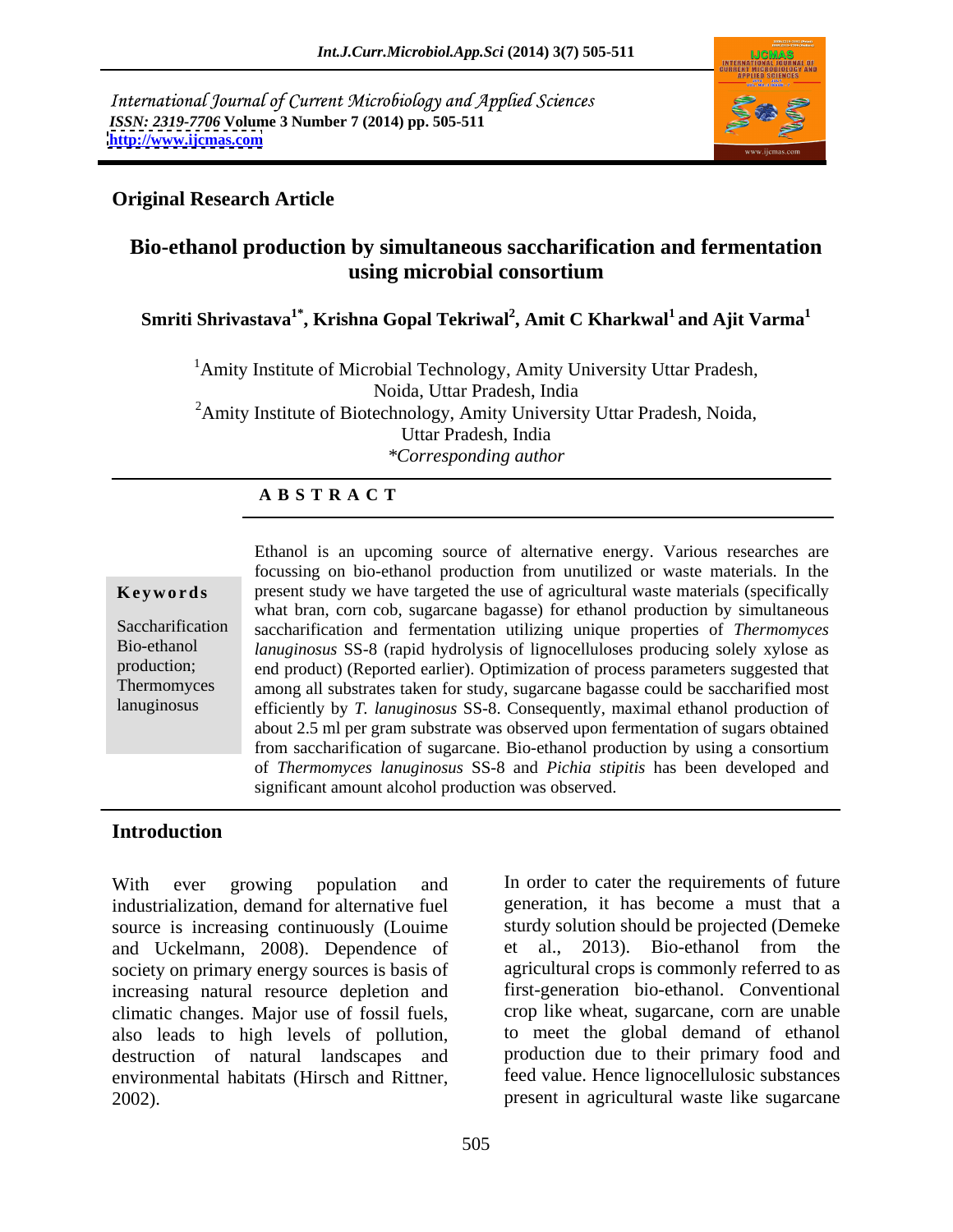International Journal of Current Microbiology and Applied Sciences
*ISSN: 2319-7706* **Volume 3 Number 7 (2014) pp. 505-511**
**http://www.ijcmas.com**

**Original Research Article**

# Bio-ethanol production by simultaneous saccharification and fermentation using microbial consortium

**Smriti Shrivastava[1*], Krishna Gopal Tekriwal[2], Amit C Kharkwal[1] and Ajit Varma[1]**

[1]Amity Institute of Microbial Technology, Amity University Uttar Pradesh, Noida, Uttar Pradesh, India
[2]Amity Institute of Biotechnology, Amity University Uttar Pradesh, Noida, Uttar Pradesh, India
*Corresponding author

## A B S T R A C T

**Keywords**

Saccharification
Bio-ethanol production;
Thermomyces lanuginosus

Ethanol is an upcoming source of alternative energy. Various researches are focussing on bio-ethanol production from unutilized or waste materials. In the present study we have targeted the use of agricultural waste materials (specifically what bran, corn cob, sugarcane bagasse) for ethanol production by simultaneous saccharification and fermentation utilizing unique properties of *Thermomyces lanuginosus* SS-8 (rapid hydrolysis of lignocelluloses producing solely xylose as end product) (Reported earlier). Optimization of process parameters suggested that among all substrates taken for study, sugarcane bagasse could be saccharified most efficiently by *T. lanuginosus* SS-8. Consequently, maximal ethanol production of about 2.5 ml per gram substrate was observed upon fermentation of sugars obtained from saccharification of sugarcane. Bio-ethanol production by using a consortium of *Thermomyces lanuginosus* SS-8 and *Pichia stipitis* has been developed and significant amount alcohol production was observed.

## Introduction

With ever growing population and industrialization, demand for alternative fuel source is increasing continuously (Louime and Uckelmann, 2008). Dependence of society on primary energy sources is basis of increasing natural resource depletion and climatic changes. Major use of fossil fuels, also leads to high levels of pollution, destruction of natural landscapes and environmental habitats (Hirsch and Rittner, 2002).

In order to cater the requirements of future generation, it has become a must that a sturdy solution should be projected (Demeke et al., 2013). Bio-ethanol from the agricultural crops is commonly referred to as first-generation bio-ethanol. Conventional crop like wheat, sugarcane, corn are unable to meet the global demand of ethanol production due to their primary food and feed value. Hence lignocellulosic substances present in agricultural waste like sugarcane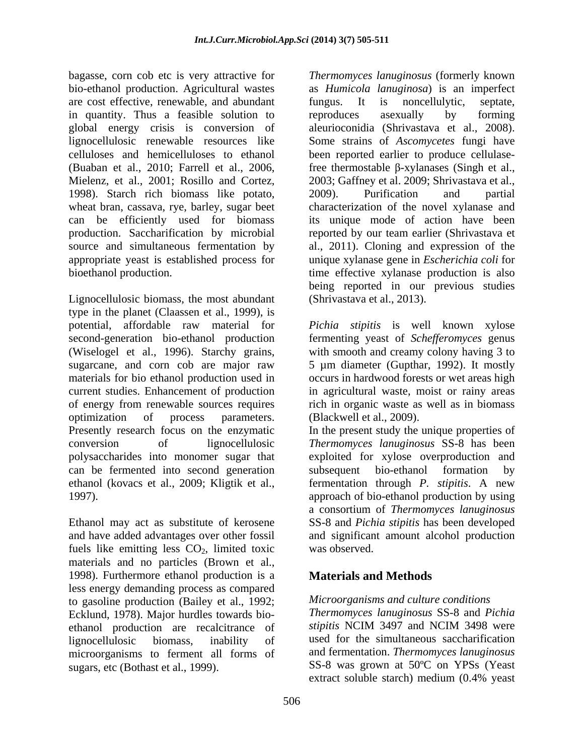bagasse, corn cob etc is very attractive for bio-ethanol production. Agricultural wastes are cost effective, renewable, and abundant in quantity. Thus a feasible solution to global energy crisis is conversion of lignocellulosic renewable resources like celluloses and hemicelluloses to ethanol (Buaban et al., 2010; Farrell et al., 2006, Mielenz, et al., 2001; Rosillo and Cortez, 1998). Starch rich biomass like potato, wheat bran, cassava, rye, barley, sugar beet can be efficiently used for biomass production. Saccharification by microbial source and simultaneous fermentation by appropriate yeast is established process for bioethanol production.

Lignocellulosic biomass, the most abundant type in the planet (Claassen et al., 1999), is potential, affordable raw material for second-generation bio-ethanol production (Wiselogel et al., 1996). Starchy grains, sugarcane, and corn cob are major raw materials for bio ethanol production used in current studies. Enhancement of production of energy from renewable sources requires optimization of process parameters. Presently research focus on the enzymatic conversion of lignocellulosic polysaccharides into monomer sugar that can be fermented into second generation ethanol (kovacs et al., 2009; Kligtik et al., 1997).

Ethanol may act as substitute of kerosene and have added advantages over other fossil fuels like emitting less $CO_2$, limited toxic materials and no particles (Brown et al., 1998). Furthermore ethanol production is a less energy demanding process as compared to gasoline production (Bailey et al., 1992; Ecklund, 1978). Major hurdles towards bio-ethanol production are recalcitrance of lignocellulosic biomass, inability of microorganisms to ferment all forms of sugars, etc (Bothast et al., 1999).

*Thermomyces lanuginosus* (formerly known as *Humicola lanuginosa*) is an imperfect fungus. It is noncellulytic, septate, reproduces asexually by forming aleurioconidia (Shrivastava et al., 2008). Some strains of *Ascomycetes* fungi have been reported earlier to produce cellulase-free thermostable β-xylanases (Singh et al., 2003; Gaffney et al. 2009; Shrivastava et al., 2009). Purification and partial characterization of the novel xylanase and its unique mode of action have been reported by our team earlier (Shrivastava et al., 2011). Cloning and expression of the unique xylanase gene in *Escherichia coli* for time effective xylanase production is also being reported in our previous studies (Shrivastava et al., 2013).

*Pichia stipitis* is well known xylose fermenting yeast of *Schefferomyces* genus with smooth and creamy colony having 3 to 5 µm diameter (Gupthar, 1992). It mostly occurs in hardwood forests or wet areas high in agricultural waste, moist or rainy areas rich in organic waste as well as in biomass (Blackwell et al., 2009).

In the present study the unique properties of *Thermomyces lanuginosus* SS-8 has been exploited for xylose overproduction and subsequent bio-ethanol formation by fermentation through *P. stipitis*. A new approach of bio-ethanol production by using a consortium of *Thermomyces lanuginosus* SS-8 and *Pichia stipitis* has been developed and significant amount alcohol production was observed.

## Materials and Methods

*Microorganisms and culture conditions*

*Thermomyces lanuginosus* SS-8 and *Pichia stipitis* NCIM 3497 and NCIM 3498 were used for the simultaneous saccharification and fermentation. *Thermomyces lanuginosus* SS-8 was grown at 50ºC on YPSs (Yeast extract soluble starch) medium (0.4% yeast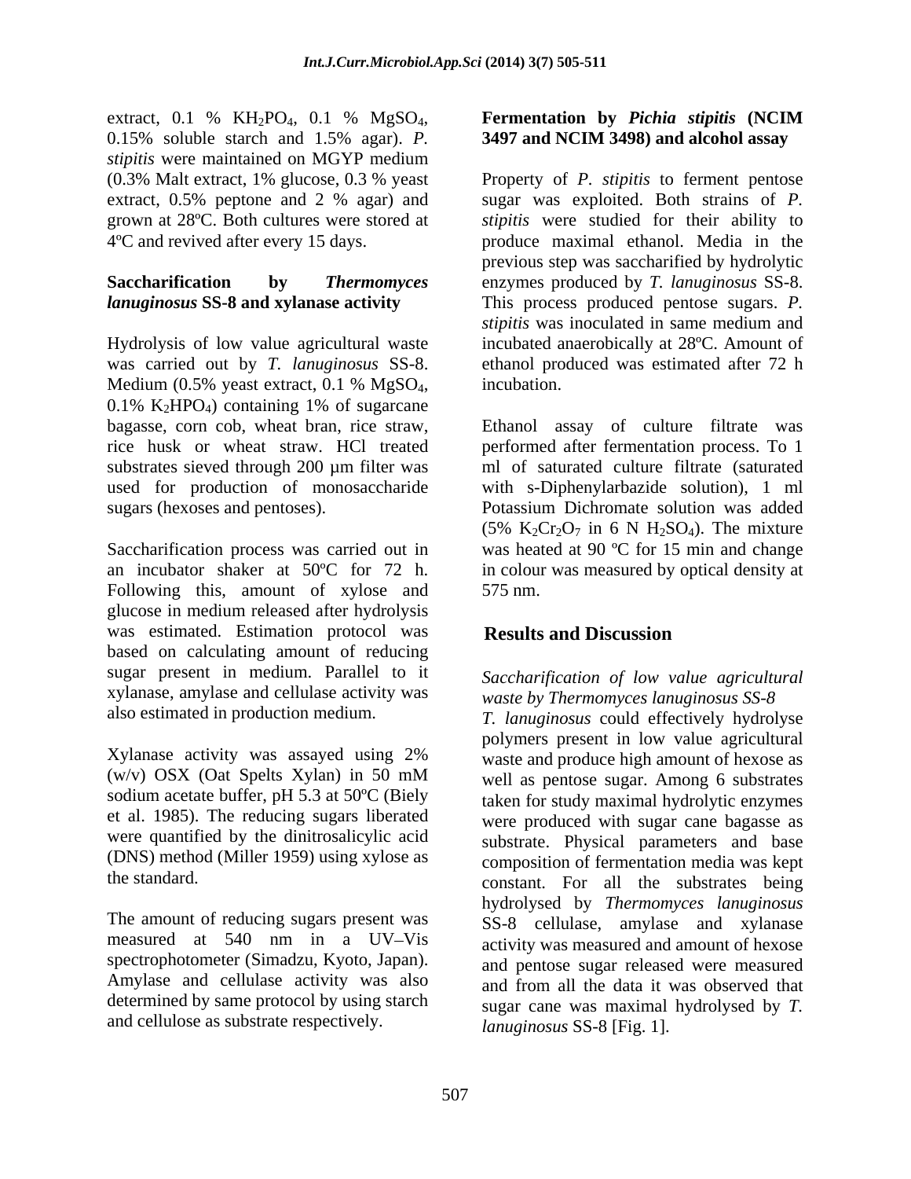extract, 0.1 % $KH_2PO_4$, 0.1 % $MgSO_4$, 0.15% soluble starch and 1.5% agar). *P. stipitis* were maintained on MGYP medium (0.3% Malt extract, 1% glucose, 0.3 % yeast extract, 0.5% peptone and 2 % agar) and grown at 28ºC. Both cultures were stored at 4ºC and revived after every 15 days.

**Saccharification by *Thermomyces lanuginosus* SS-8 and xylanase activity**

Hydrolysis of low value agricultural waste was carried out by *T. lanuginosus* SS-8. Medium (0.5% yeast extract, 0.1 % $MgSO_4$, 0.1% $K_2HPO_4$) containing 1% of sugarcane bagasse, corn cob, wheat bran, rice straw, rice husk or wheat straw. HCl treated substrates sieved through 200 µm filter was used for production of monosaccharide sugars (hexoses and pentoses).

Saccharification process was carried out in an incubator shaker at 50ºC for 72 h. Following this, amount of xylose and glucose in medium released after hydrolysis was estimated. Estimation protocol was based on calculating amount of reducing sugar present in medium. Parallel to it xylanase, amylase and cellulase activity was also estimated in production medium.

Xylanase activity was assayed using 2% (w/v) OSX (Oat Spelts Xylan) in 50 mM sodium acetate buffer, pH 5.3 at 50ºC (Biely et al. 1985). The reducing sugars liberated were quantified by the dinitrosalicylic acid (DNS) method (Miller 1959) using xylose as the standard.

The amount of reducing sugars present was measured at 540 nm in a UV–Vis spectrophotometer (Simadzu, Kyoto, Japan). Amylase and cellulase activity was also determined by same protocol by using starch and cellulose as substrate respectively.

**Fermentation by *Pichia stipitis* (NCIM 3497 and NCIM 3498) and alcohol assay**

Property of *P. stipitis* to ferment pentose sugar was exploited. Both strains of *P. stipitis* were studied for their ability to produce maximal ethanol. Media in the previous step was saccharified by hydrolytic enzymes produced by *T. lanuginosus* SS-8. This process produced pentose sugars. *P. stipitis* was inoculated in same medium and incubated anaerobically at 28ºC. Amount of ethanol produced was estimated after 72 h incubation.

Ethanol assay of culture filtrate was performed after fermentation process. To 1 ml of saturated culture filtrate (saturated with s-Diphenylarbazide solution), 1 ml Potassium Dichromate solution was added (5% $K_2Cr_2O_7$ in 6 N $H_2SO_4$). The mixture was heated at 90 ºC for 15 min and change in colour was measured by optical density at 575 nm.

## Results and Discussion

*Saccharification of low value agricultural waste by Thermomyces lanuginosus SS-8*

*T. lanuginosus* could effectively hydrolyse polymers present in low value agricultural waste and produce high amount of hexose as well as pentose sugar. Among 6 substrates taken for study maximal hydrolytic enzymes were produced with sugar cane bagasse as substrate. Physical parameters and base composition of fermentation media was kept constant. For all the substrates being hydrolysed by *Thermomyces lanuginosus* SS-8 cellulase, amylase and xylanase activity was measured and amount of hexose and pentose sugar released were measured and from all the data it was observed that sugar cane was maximal hydrolysed by *T. lanuginosus* SS-8 [Fig. 1].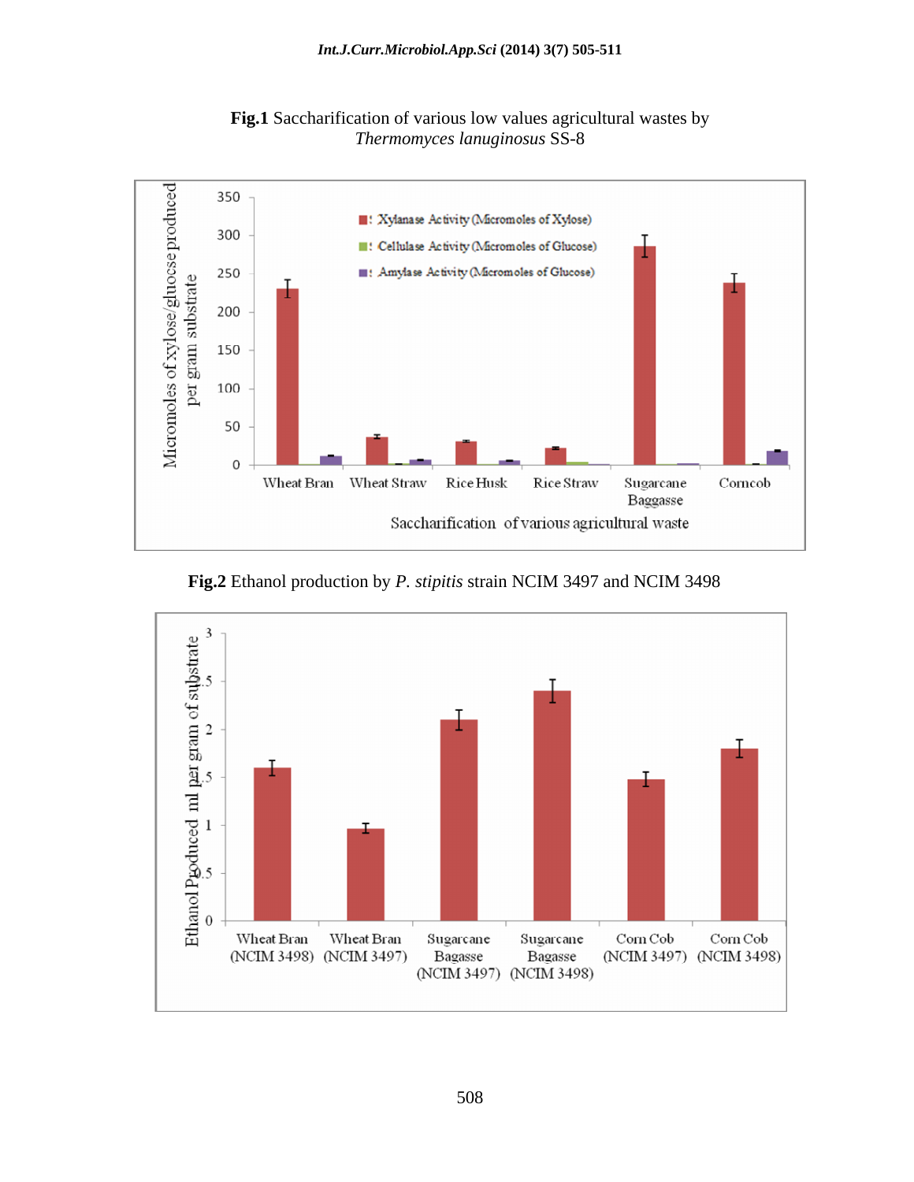**Fig.1** Saccharification of various low values agricultural wastes by *Thermomyces lanuginosus* SS-8

**Fig.2** Ethanol production by *P. stipitis* strain NCIM 3497 and NCIM 3498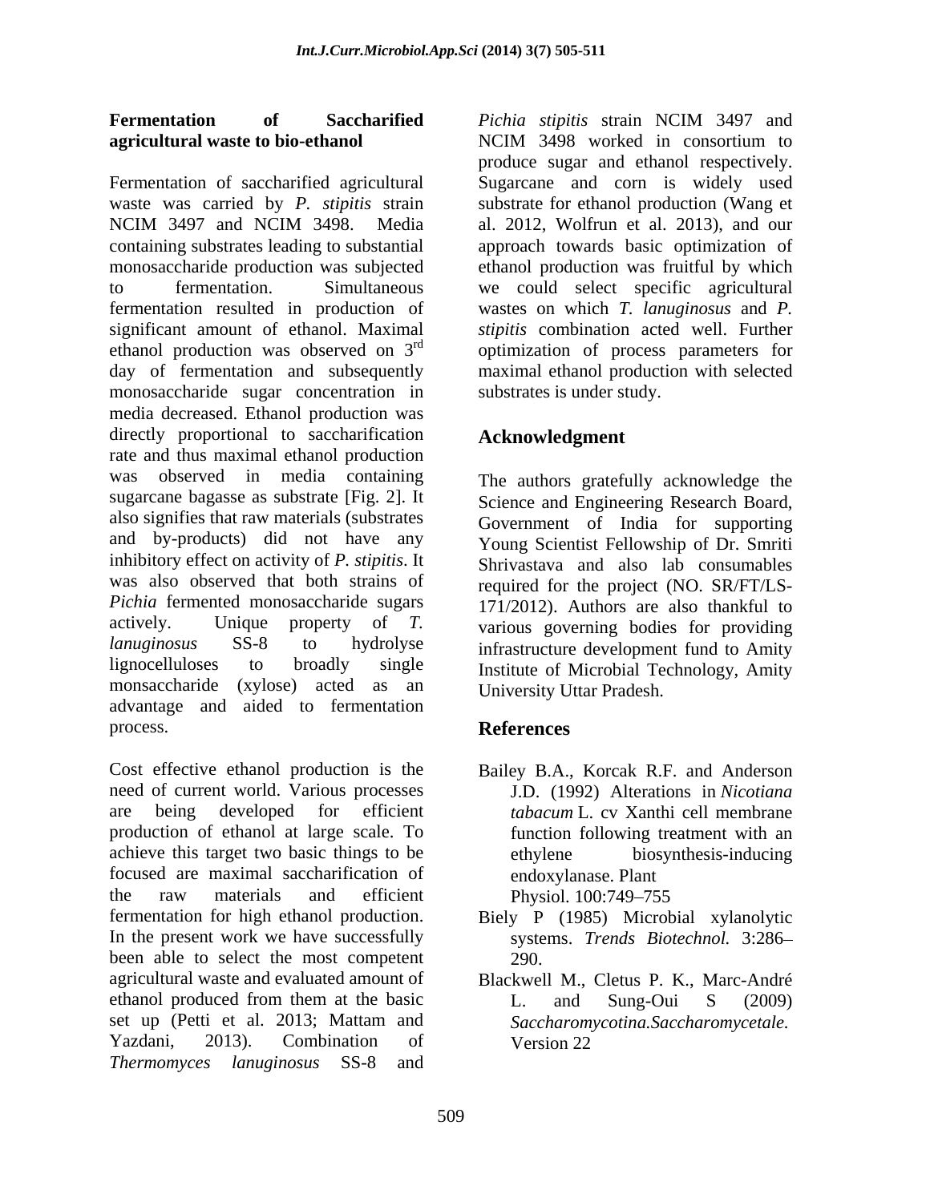**Fermentation of Saccharified agricultural waste to bio-ethanol**

Fermentation of saccharified agricultural waste was carried by *P. stipitis* strain NCIM 3497 and NCIM 3498. Media containing substrates leading to substantial monosaccharide production was subjected to fermentation. Simultaneous fermentation resulted in production of significant amount of ethanol. Maximal ethanol production was observed on 3$^{rd}$ day of fermentation and subsequently monosaccharide sugar concentration in media decreased. Ethanol production was directly proportional to saccharification rate and thus maximal ethanol production was observed in media containing sugarcane bagasse as substrate [Fig. 2]. It also signifies that raw materials (substrates and by-products) did not have any inhibitory effect on activity of *P. stipitis*. It was also observed that both strains of *Pichia* fermented monosaccharide sugars actively. Unique property of *T. lanuginosus* SS-8 to hydrolyse lignocelluloses to broadly single monsaccharide (xylose) acted as an advantage and aided to fermentation process.

Cost effective ethanol production is the need of current world. Various processes are being developed for efficient production of ethanol at large scale. To achieve this target two basic things to be focused are maximal saccharification of the raw materials and efficient fermentation for high ethanol production. In the present work we have successfully been able to select the most competent agricultural waste and evaluated amount of ethanol produced from them at the basic set up (Petti et al. 2013; Mattam and Yazdani, 2013). Combination of *Thermomyces lanuginosus* SS-8 and *Pichia stipitis* strain NCIM 3497 and NCIM 3498 worked in consortium to produce sugar and ethanol respectively. Sugarcane and corn is widely used substrate for ethanol production (Wang et al. 2012, Wolfrun et al. 2013), and our approach towards basic optimization of ethanol production was fruitful by which we could select specific agricultural wastes on which *T. lanuginosus* and *P. stipitis* combination acted well. Further optimization of process parameters for maximal ethanol production with selected substrates is under study.

## Acknowledgment

The authors gratefully acknowledge the Science and Engineering Research Board, Government of India for supporting Young Scientist Fellowship of Dr. Smriti Shrivastava and also lab consumables required for the project (NO. SR/FT/LS-171/2012). Authors are also thankful to various governing bodies for providing infrastructure development fund to Amity Institute of Microbial Technology, Amity University Uttar Pradesh.

## References

Bailey B.A., Korcak R.F. and Anderson J.D. (1992) Alterations in *Nicotiana tabacum* L. cv Xanthi cell membrane function following treatment with an ethylene biosynthesis-inducing endoxylanase. Plant Physiol. 100:749–755

Biely P (1985) Microbial xylanolytic systems. *Trends Biotechnol.* 3:286–290.

Blackwell M., Cletus P. K., Marc-André L. and Sung-Oui S (2009) *Saccharomycotina.Saccharomycetale.* Version 22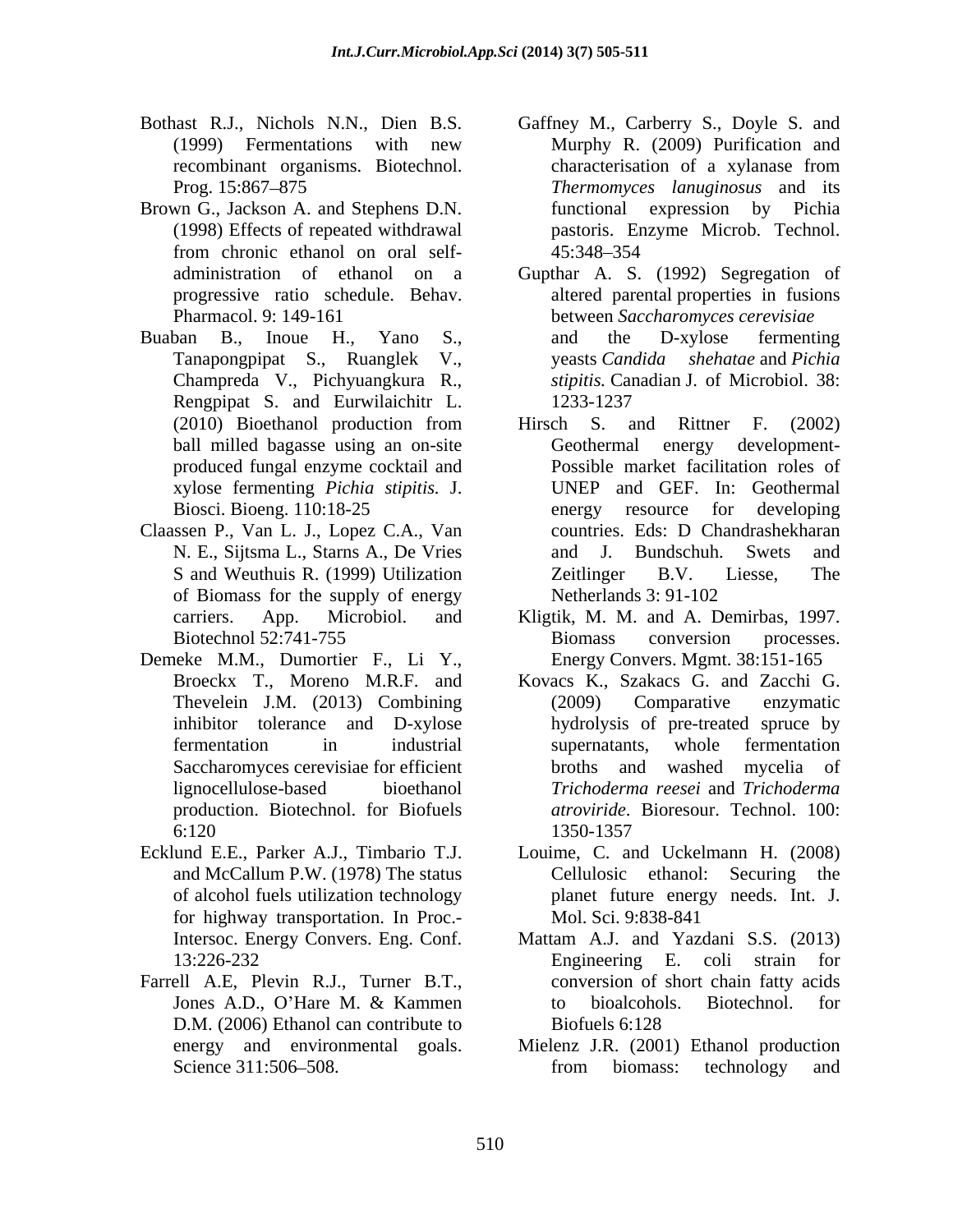Bothast R.J., Nichols N.N., Dien B.S. (1999) Fermentations with new recombinant organisms. Biotechnol. Prog. 15:867–875

Brown G., Jackson A. and Stephens D.N. (1998) Effects of repeated withdrawal from chronic ethanol on oral self-administration of ethanol on a progressive ratio schedule. Behav. Pharmacol. 9: 149-161

Buaban B., Inoue H., Yano S., Tanapongpipat S., Ruanglek V., Champreda V., Pichyuangkura R., Rengpipat S. and Eurwilaichitr L. (2010) Bioethanol production from ball milled bagasse using an on-site produced fungal enzyme cocktail and xylose fermenting *Pichia stipitis.* J. Biosci. Bioeng. 110:18-25

Claassen P., Van L. J., Lopez C.A., Van N. E., Sijtsma L., Starns A., De Vries S and Weuthuis R. (1999) Utilization of Biomass for the supply of energy carriers. App. Microbiol. and Biotechnol 52:741-755

Demeke M.M., Dumortier F., Li Y., Broeckx T., Moreno M.R.F. and Thevelein J.M. (2013) Combining inhibitor tolerance and D-xylose fermentation in industrial Saccharomyces cerevisiae for efficient lignocellulose-based bioethanol production. Biotechnol. for Biofuels 6:120

Ecklund E.E., Parker A.J., Timbario T.J. and McCallum P.W. (1978) The status of alcohol fuels utilization technology for highway transportation. In Proc.-Intersoc. Energy Convers. Eng. Conf. 13:226-232

Farrell A.E, Plevin R.J., Turner B.T., Jones A.D., O'Hare M. & Kammen D.M. (2006) Ethanol can contribute to energy and environmental goals. Science 311:506–508.

Gaffney M., Carberry S., Doyle S. and Murphy R. (2009) Purification and characterisation of a xylanase from *Thermomyces lanuginosus* and its functional expression by Pichia pastoris. Enzyme Microb. Technol. 45:348–354

Gupthar A. S. (1992) Segregation of altered parental properties in fusions between *Saccharomyces cerevisiae* and the D-xylose fermenting yeasts *Candida shehatae* and *Pichia stipitis.* Canadian J. of Microbiol. 38: 1233-1237

Hirsch S. and Rittner F. (2002) Geothermal energy development-Possible market facilitation roles of UNEP and GEF. In: Geothermal energy resource for developing countries. Eds: D Chandrashekharan and J. Bundschuh. Swets and Zeitlinger B.V. Liesse, The Netherlands 3: 91-102

Kligtik, M. M. and A. Demirbas, 1997. Biomass conversion processes. Energy Convers. Mgmt. 38:151-165

Kovacs K., Szakacs G. and Zacchi G. (2009) Comparative enzymatic hydrolysis of pre-treated spruce by supernatants, whole fermentation broths and washed mycelia of *Trichoderma reesei* and *Trichoderma atroviride*. Bioresour. Technol. 100: 1350-1357

Louime, C. and Uckelmann H. (2008) Cellulosic ethanol: Securing the planet future energy needs. Int. J. Mol. Sci. 9:838-841

Mattam A.J. and Yazdani S.S. (2013) Engineering E. coli strain for conversion of short chain fatty acids to bioalcohols. Biotechnol. for Biofuels 6:128

Mielenz J.R. (2001) Ethanol production from biomass: technology and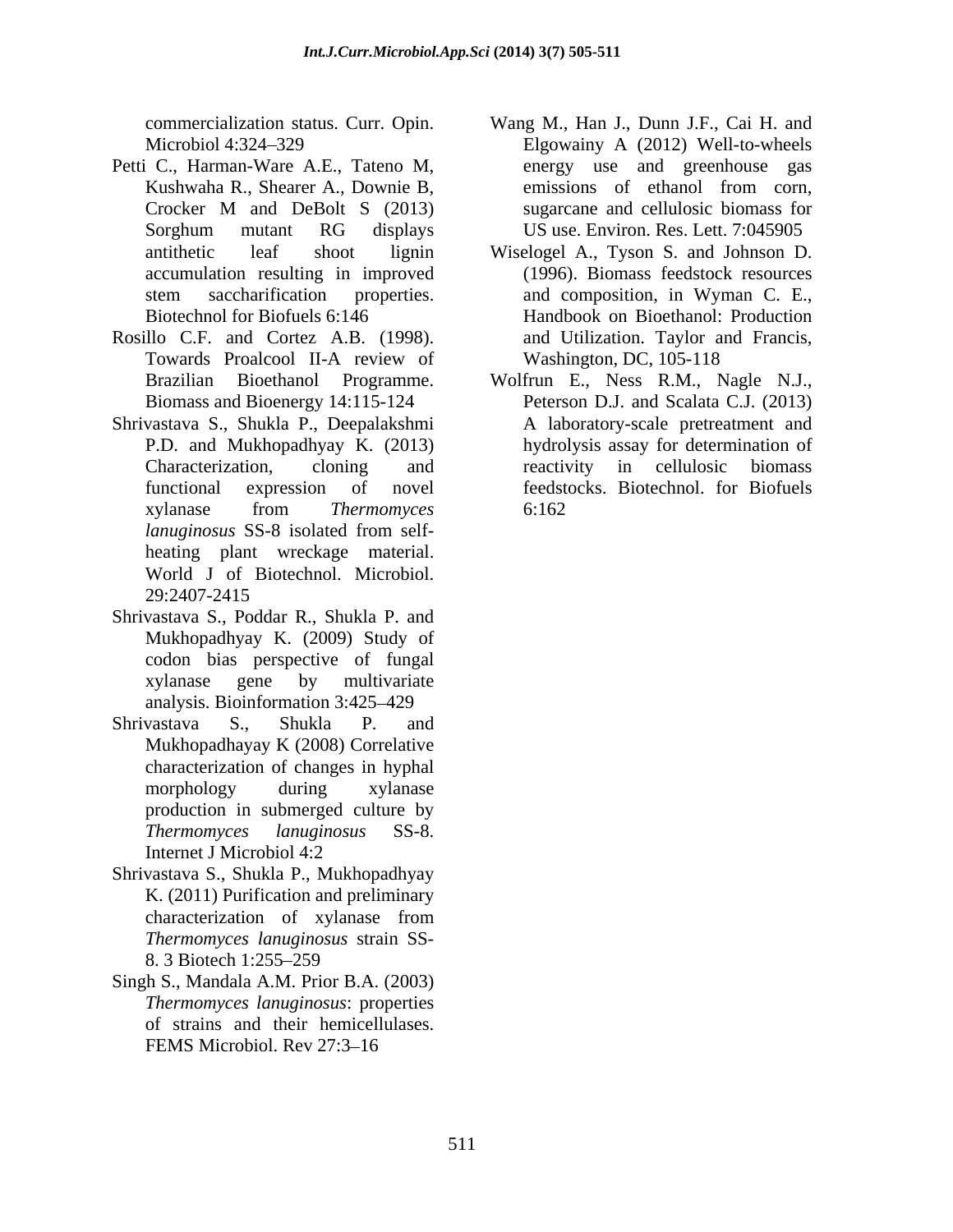commercialization status. Curr. Opin. Microbiol 4:324–329

Petti C., Harman-Ware A.E., Tateno M, Kushwaha R., Shearer A., Downie B, Crocker M and DeBolt S (2013) Sorghum mutant RG displays antithetic leaf shoot lignin accumulation resulting in improved stem saccharification properties. Biotechnol for Biofuels 6:146

Rosillo C.F. and Cortez A.B. (1998). Towards Proalcool II-A review of Brazilian Bioethanol Programme. Biomass and Bioenergy 14:115-124

Shrivastava S., Shukla P., Deepalakshmi P.D. and Mukhopadhyay K. (2013) Characterization, cloning and functional expression of novel xylanase from *Thermomyces lanuginosus* SS-8 isolated from self-heating plant wreckage material. World J of Biotechnol. Microbiol. 29:2407-2415

Shrivastava S., Poddar R., Shukla P. and Mukhopadhyay K. (2009) Study of codon bias perspective of fungal xylanase gene by multivariate analysis. Bioinformation 3:425–429

Shrivastava S., Shukla P. and Mukhopadhayay K (2008) Correlative characterization of changes in hyphal morphology during xylanase production in submerged culture by *Thermomyces lanuginosus* SS-8. Internet J Microbiol 4:2

Shrivastava S., Shukla P., Mukhopadhyay K. (2011) Purification and preliminary characterization of xylanase from *Thermomyces lanuginosus* strain SS-8. 3 Biotech 1:255–259

Singh S., Mandala A.M. Prior B.A. (2003) *Thermomyces lanuginosus*: properties of strains and their hemicellulases. FEMS Microbiol. Rev 27:3–16

Wang M., Han J., Dunn J.F., Cai H. and Elgowainy A (2012) Well-to-wheels energy use and greenhouse gas emissions of ethanol from corn, sugarcane and cellulosic biomass for US use. Environ. Res. Lett. 7:045905

Wiselogel A., Tyson S. and Johnson D. (1996). Biomass feedstock resources and composition, in Wyman C. E., Handbook on Bioethanol: Production and Utilization. Taylor and Francis, Washington, DC, 105-118

Wolfrun E., Ness R.M., Nagle N.J., Peterson D.J. and Scalata C.J. (2013) A laboratory-scale pretreatment and hydrolysis assay for determination of reactivity in cellulosic biomass feedstocks. Biotechnol. for Biofuels 6:162